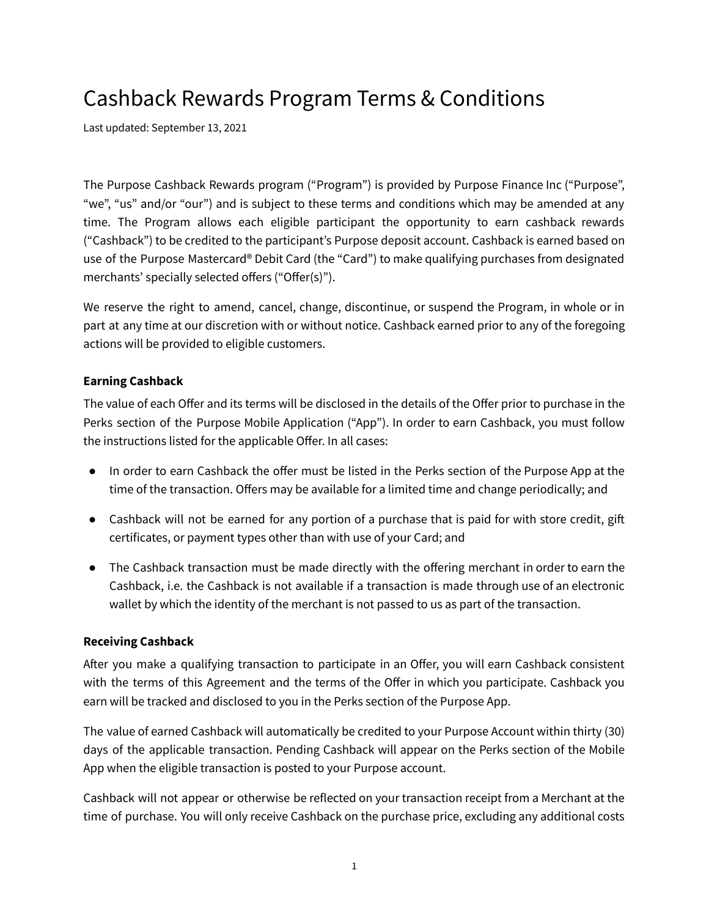# Cashback Rewards Program Terms & Conditions

Last updated: September 13, 2021

The Purpose Cashback Rewards program ("Program") is provided by Purpose Finance Inc ("Purpose", "we", "us" and/or "our") and is subject to these terms and conditions which may be amended at any time. The Program allows each eligible participant the opportunity to earn cashback rewards ("Cashback") to be credited to the participant's Purpose deposit account. Cashback is earned based on use of the Purpose Mastercard® Debit Card (the "Card") to make qualifying purchases from designated merchants' specially selected offers ("Offer(s)").

We reserve the right to amend, cancel, change, discontinue, or suspend the Program, in whole or in part at any time at our discretion with or without notice. Cashback earned prior to any of the foregoing actions will be provided to eligible customers.

**Earning Cashback**

The value of each Offer and its terms will be disclosed in the details of the Offer prior to purchase in the Perks section of the Purpose Mobile Application ("App"). In order to earn Cashback, you must follow the instructions listed for the applicable Offer. In all cases:

- In order to earn Cashback the offer must be listed in the Perks section of the Purpose App at the time of the transaction. Offers may be available for a limited time and change periodically; and
- Cashback will not be earned for any portion of a purchase that is paid for with store credit, gift certificates, or payment types other than with use of your Card; and
- The Cashback transaction must be made directly with the offering merchant in order to earn the Cashback, i.e. the Cashback is not available if a transaction is made through use of an electronic wallet by which the identity of the merchant is not passed to us as part of the transaction.

**Receiving Cashback**

After you make a qualifying transaction to participate in an Offer, you will earn Cashback consistent with the terms of this Agreement and the terms of the Offer in which you participate. Cashback you earn will be tracked and disclosed to you in the Perks section of the Purpose App.

The value of earned Cashback will automatically be credited to your Purpose Account within thirty (30) days of the applicable transaction. Pending Cashback will appear on the Perks section of the Mobile App when the eligible transaction is posted to your Purpose account.

Cashback will not appear or otherwise be reflected on your transaction receipt from a Merchant at the time of purchase. You will only receive Cashback on the purchase price, excluding any additional costs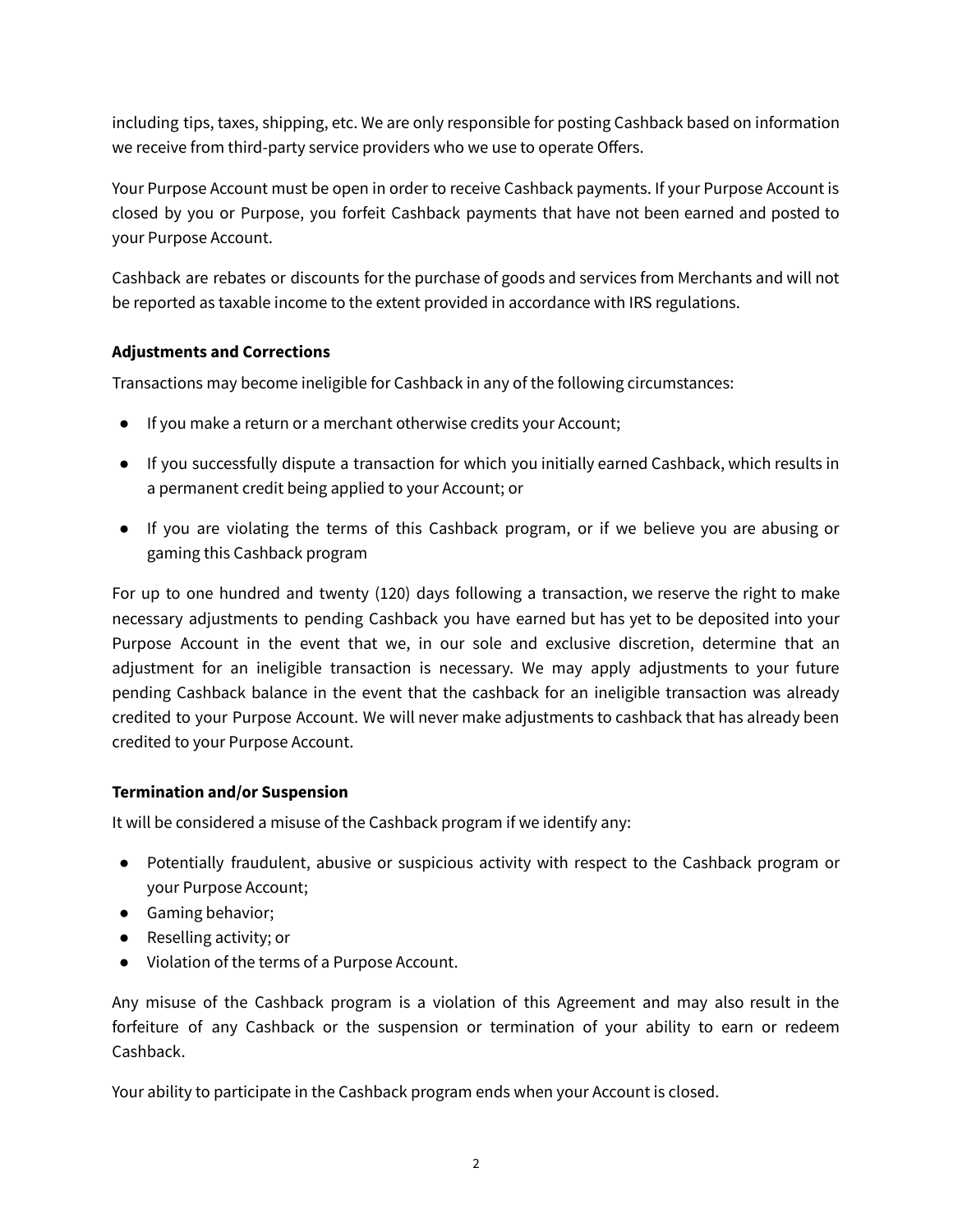including tips, taxes, shipping, etc. We are only responsible for posting Cashback based on information we receive from third-party service providers who we use to operate Offers.

Your Purpose Account must be open in order to receive Cashback payments. If your Purpose Account is closed by you or Purpose, you forfeit Cashback payments that have not been earned and posted to your Purpose Account.

Cashback are rebates or discounts for the purchase of goods and services from Merchants and will not be reported as taxable income to the extent provided in accordance with IRS regulations.

**Adjustments and Corrections**

Transactions may become ineligible for Cashback in any of the following circumstances:

- If you make a return or a merchant otherwise credits your Account;
- If you successfully dispute a transaction for which you initially earned Cashback, which results in a permanent credit being applied to your Account; or
- If you are violating the terms of this Cashback program, or if we believe you are abusing or gaming this Cashback program

For up to one hundred and twenty (120) days following a transaction, we reserve the right to make necessary adjustments to pending Cashback you have earned but has yet to be deposited into your Purpose Account in the event that we, in our sole and exclusive discretion, determine that an adjustment for an ineligible transaction is necessary. We may apply adjustments to your future pending Cashback balance in the event that the cashback for an ineligible transaction was already credited to your Purpose Account. We will never make adjustments to cashback that has already been credited to your Purpose Account.

**Termination and/or Suspension**

It will be considered a misuse of the Cashback program if we identify any:

- Potentially fraudulent, abusive or suspicious activity with respect to the Cashback program or your Purpose Account;
- Gaming behavior;
- Reselling activity; or
- Violation of the terms of a Purpose Account.

Any misuse of the Cashback program is a violation of this Agreement and may also result in the forfeiture of any Cashback or the suspension or termination of your ability to earn or redeem Cashback.

Your ability to participate in the Cashback program ends when your Account is closed.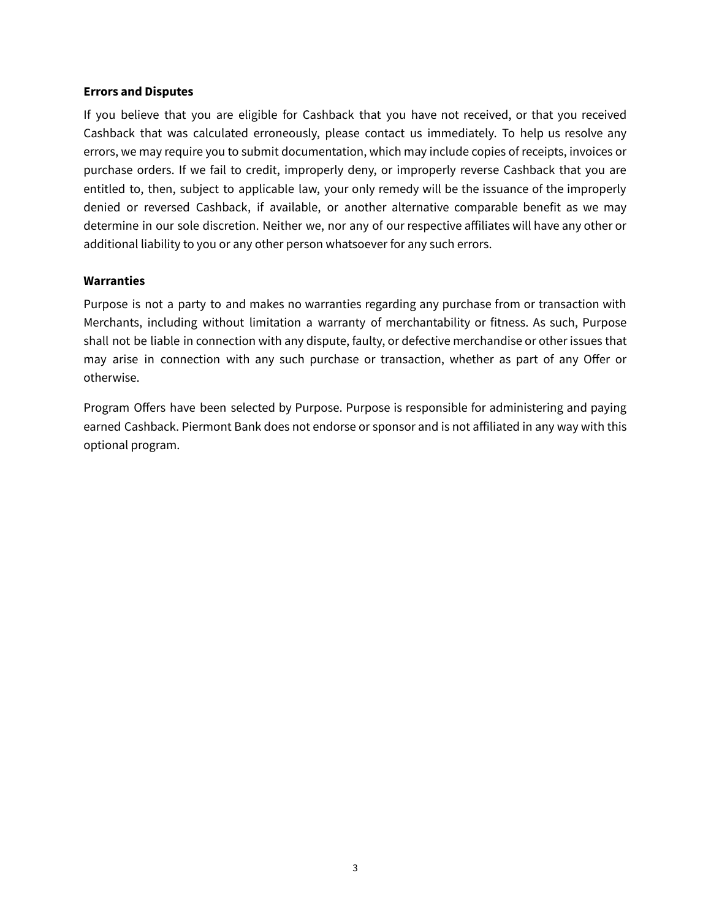**Errors and Disputes**

If you believe that you are eligible for Cashback that you have not received, or that you received Cashback that was calculated erroneously, please contact us immediately. To help us resolve any errors, we may require you to submit documentation, which may include copies of receipts, invoices or purchase orders. If we fail to credit, improperly deny, or improperly reverse Cashback that you are entitled to, then, subject to applicable law, your only remedy will be the issuance of the improperly denied or reversed Cashback, if available, or another alternative comparable benefit as we may determine in our sole discretion. Neither we, nor any of our respective affiliates will have any other or additional liability to you or any other person whatsoever for any such errors.

**Warranties**

Purpose is not a party to and makes no warranties regarding any purchase from or transaction with Merchants, including without limitation a warranty of merchantability or fitness. As such, Purpose shall not be liable in connection with any dispute, faulty, or defective merchandise or other issues that may arise in connection with any such purchase or transaction, whether as part of any Offer or otherwise.

Program Offers have been selected by Purpose. Purpose is responsible for administering and paying earned Cashback. Piermont Bank does not endorse or sponsor and is not affiliated in any way with this optional program.